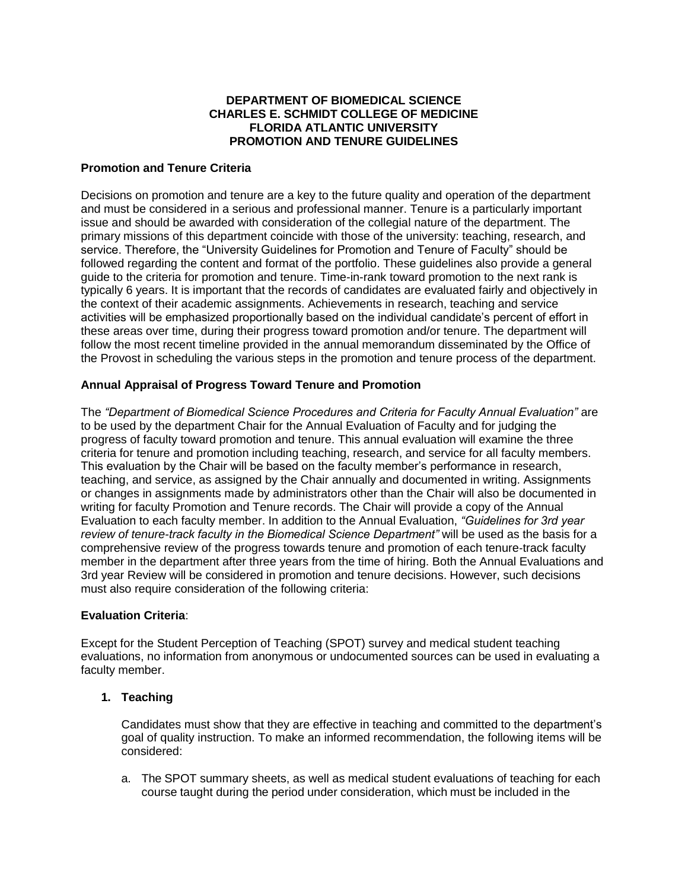# DEPARTMENT OF BIOMEDICAL SCIENCE
# CHARLES E. SCHMIDT COLLEGE OF MEDICINE
# FLORIDA ATLANTIC UNIVERSITY
# PROMOTION AND TENURE GUIDELINES

## Promotion and Tenure Criteria

Decisions on promotion and tenure are a key to the future quality and operation of the department and must be considered in a serious and professional manner. Tenure is a particularly important issue and should be awarded with consideration of the collegial nature of the department. The primary missions of this department coincide with those of the university: teaching, research, and service. Therefore, the "University Guidelines for Promotion and Tenure of Faculty" should be followed regarding the content and format of the portfolio. These guidelines also provide a general guide to the criteria for promotion and tenure. Time-in-rank toward promotion to the next rank is typically 6 years. It is important that the records of candidates are evaluated fairly and objectively in the context of their academic assignments. Achievements in research, teaching and service activities will be emphasized proportionally based on the individual candidate's percent of effort in these areas over time, during their progress toward promotion and/or tenure. The department will follow the most recent timeline provided in the annual memorandum disseminated by the Office of the Provost in scheduling the various steps in the promotion and tenure process of the department.

## Annual Appraisal of Progress Toward Tenure and Promotion

The *"Department of Biomedical Science Procedures and Criteria for Faculty Annual Evaluation"* are to be used by the department Chair for the Annual Evaluation of Faculty and for judging the progress of faculty toward promotion and tenure. This annual evaluation will examine the three criteria for tenure and promotion including teaching, research, and service for all faculty members. This evaluation by the Chair will be based on the faculty member's performance in research, teaching, and service, as assigned by the Chair annually and documented in writing. Assignments or changes in assignments made by administrators other than the Chair will also be documented in writing for faculty Promotion and Tenure records. The Chair will provide a copy of the Annual Evaluation to each faculty member. In addition to the Annual Evaluation, *"Guidelines for 3rd year review of tenure-track faculty in the Biomedical Science Department"* will be used as the basis for a comprehensive review of the progress towards tenure and promotion of each tenure-track faculty member in the department after three years from the time of hiring. Both the Annual Evaluations and 3rd year Review will be considered in promotion and tenure decisions. However, such decisions must also require consideration of the following criteria:

## Evaluation Criteria:

Except for the Student Perception of Teaching (SPOT) survey and medical student teaching evaluations, no information from anonymous or undocumented sources can be used in evaluating a faculty member.

### 1. Teaching

Candidates must show that they are effective in teaching and committed to the department's goal of quality instruction. To make an informed recommendation, the following items will be considered:

a. The SPOT summary sheets, as well as medical student evaluations of teaching for each course taught during the period under consideration, which must be included in the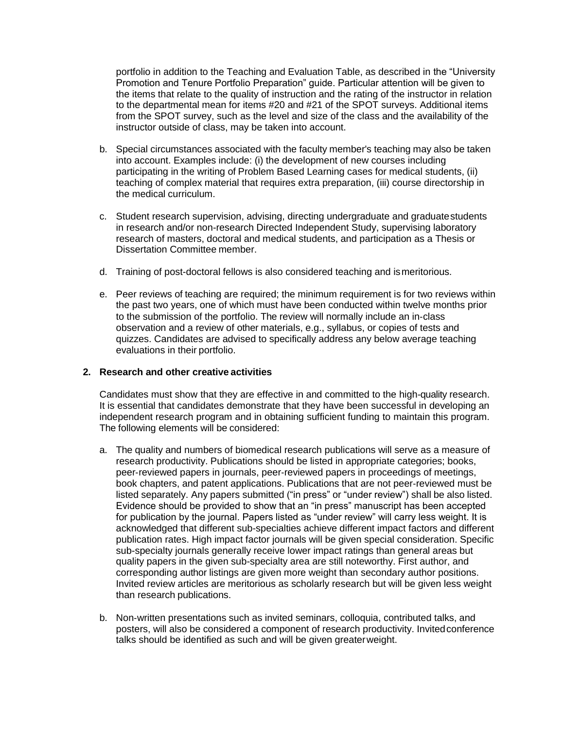portfolio in addition to the Teaching and Evaluation Table, as described in the "University Promotion and Tenure Portfolio Preparation" guide. Particular attention will be given to the items that relate to the quality of instruction and the rating of the instructor in relation to the departmental mean for items #20 and #21 of the SPOT surveys. Additional items from the SPOT survey, such as the level and size of the class and the availability of the instructor outside of class, may be taken into account.

b. Special circumstances associated with the faculty member's teaching may also be taken into account. Examples include: (i) the development of new courses including participating in the writing of Problem Based Learning cases for medical students, (ii) teaching of complex material that requires extra preparation, (iii) course directorship in the medical curriculum.

c. Student research supervision, advising, directing undergraduate and graduate students in research and/or non-research Directed Independent Study, supervising laboratory research of masters, doctoral and medical students, and participation as a Thesis or Dissertation Committee member.

d. Training of post-doctoral fellows is also considered teaching and is meritorious.

e. Peer reviews of teaching are required; the minimum requirement is for two reviews within the past two years, one of which must have been conducted within twelve months prior to the submission of the portfolio. The review will normally include an in-class observation and a review of other materials, e.g., syllabus, or copies of tests and quizzes. Candidates are advised to specifically address any below average teaching evaluations in their portfolio.

**2. Research and other creative activities**

Candidates must show that they are effective in and committed to the high-quality research. It is essential that candidates demonstrate that they have been successful in developing an independent research program and in obtaining sufficient funding to maintain this program. The following elements will be considered:

a. The quality and numbers of biomedical research publications will serve as a measure of research productivity. Publications should be listed in appropriate categories; books, peer-reviewed papers in journals, peer-reviewed papers in proceedings of meetings, book chapters, and patent applications. Publications that are not peer-reviewed must be listed separately. Any papers submitted ("in press" or "under review") shall be also listed. Evidence should be provided to show that an "in press" manuscript has been accepted for publication by the journal. Papers listed as "under review" will carry less weight. It is acknowledged that different sub-specialties achieve different impact factors and different publication rates. High impact factor journals will be given special consideration. Specific sub-specialty journals generally receive lower impact ratings than general areas but quality papers in the given sub-specialty area are still noteworthy. First author, and corresponding author listings are given more weight than secondary author positions. Invited review articles are meritorious as scholarly research but will be given less weight than research publications.

b. Non-written presentations such as invited seminars, colloquia, contributed talks, and posters, will also be considered a component of research productivity. Invited conference talks should be identified as such and will be given greater weight.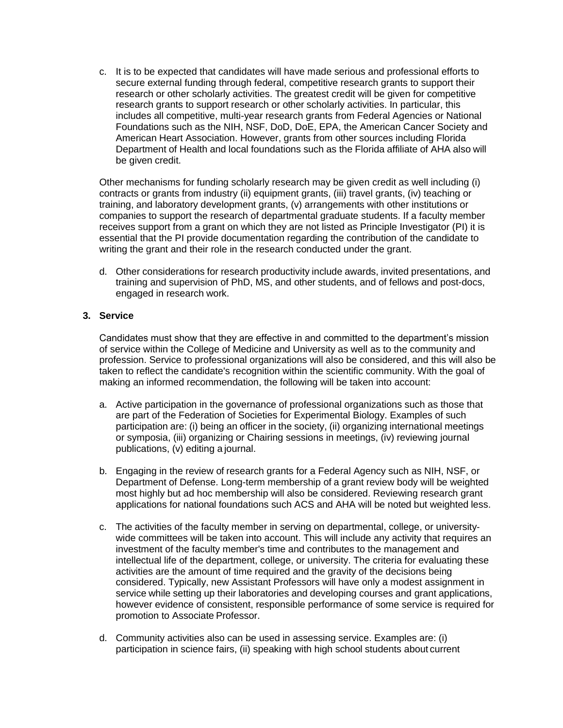c. It is to be expected that candidates will have made serious and professional efforts to secure external funding through federal, competitive research grants to support their research or other scholarly activities. The greatest credit will be given for competitive research grants to support research or other scholarly activities. In particular, this includes all competitive, multi-year research grants from Federal Agencies or National Foundations such as the NIH, NSF, DoD, DoE, EPA, the American Cancer Society and American Heart Association. However, grants from other sources including Florida Department of Health and local foundations such as the Florida affiliate of AHA also will be given credit.

Other mechanisms for funding scholarly research may be given credit as well including (i) contracts or grants from industry (ii) equipment grants, (iii) travel grants, (iv) teaching or training, and laboratory development grants, (v) arrangements with other institutions or companies to support the research of departmental graduate students. If a faculty member receives support from a grant on which they are not listed as Principle Investigator (PI) it is essential that the PI provide documentation regarding the contribution of the candidate to writing the grant and their role in the research conducted under the grant.

d. Other considerations for research productivity include awards, invited presentations, and training and supervision of PhD, MS, and other students, and of fellows and post-docs, engaged in research work.

### 3. Service

Candidates must show that they are effective in and committed to the department's mission of service within the College of Medicine and University as well as to the community and profession. Service to professional organizations will also be considered, and this will also be taken to reflect the candidate's recognition within the scientific community. With the goal of making an informed recommendation, the following will be taken into account:

a. Active participation in the governance of professional organizations such as those that are part of the Federation of Societies for Experimental Biology. Examples of such participation are: (i) being an officer in the society, (ii) organizing international meetings or symposia, (iii) organizing or Chairing sessions in meetings, (iv) reviewing journal publications, (v) editing a journal.

b. Engaging in the review of research grants for a Federal Agency such as NIH, NSF, or Department of Defense. Long-term membership of a grant review body will be weighted most highly but ad hoc membership will also be considered. Reviewing research grant applications for national foundations such ACS and AHA will be noted but weighted less.

c. The activities of the faculty member in serving on departmental, college, or university-wide committees will be taken into account. This will include any activity that requires an investment of the faculty member's time and contributes to the management and intellectual life of the department, college, or university. The criteria for evaluating these activities are the amount of time required and the gravity of the decisions being considered. Typically, new Assistant Professors will have only a modest assignment in service while setting up their laboratories and developing courses and grant applications, however evidence of consistent, responsible performance of some service is required for promotion to Associate Professor.

d. Community activities also can be used in assessing service. Examples are: (i) participation in science fairs, (ii) speaking with high school students about current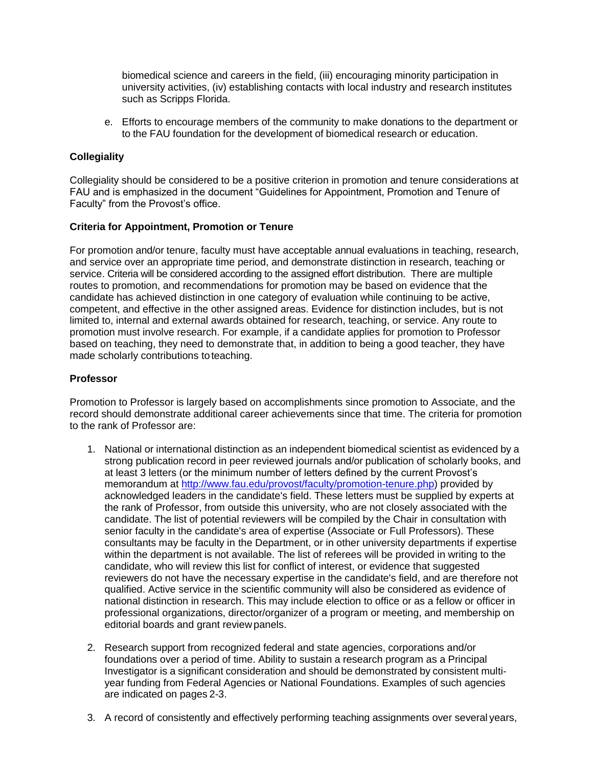biomedical science and careers in the field, (iii) encouraging minority participation in university activities, (iv) establishing contacts with local industry and research institutes such as Scripps Florida.

e. Efforts to encourage members of the community to make donations to the department or to the FAU foundation for the development of biomedical research or education.

### Collegiality

Collegiality should be considered to be a positive criterion in promotion and tenure considerations at FAU and is emphasized in the document "Guidelines for Appointment, Promotion and Tenure of Faculty" from the Provost's office.

### Criteria for Appointment, Promotion or Tenure

For promotion and/or tenure, faculty must have acceptable annual evaluations in teaching, research, and service over an appropriate time period, and demonstrate distinction in research, teaching or service. Criteria will be considered according to the assigned effort distribution. There are multiple routes to promotion, and recommendations for promotion may be based on evidence that the candidate has achieved distinction in one category of evaluation while continuing to be active, competent, and effective in the other assigned areas. Evidence for distinction includes, but is not limited to, internal and external awards obtained for research, teaching, or service. Any route to promotion must involve research. For example, if a candidate applies for promotion to Professor based on teaching, they need to demonstrate that, in addition to being a good teacher, they have made scholarly contributions to teaching.

### Professor

Promotion to Professor is largely based on accomplishments since promotion to Associate, and the record should demonstrate additional career achievements since that time. The criteria for promotion to the rank of Professor are:

1. National or international distinction as an independent biomedical scientist as evidenced by a strong publication record in peer reviewed journals and/or publication of scholarly books, and at least 3 letters (or the minimum number of letters defined by the current Provost's memorandum at [http://www.fau.edu/provost/faculty/promotion-tenure.php](http://www.fau.edu/provost/faculty/promotion-tenure.php)) provided by acknowledged leaders in the candidate's field. These letters must be supplied by experts at the rank of Professor, from outside this university, who are not closely associated with the candidate. The list of potential reviewers will be compiled by the Chair in consultation with senior faculty in the candidate's area of expertise (Associate or Full Professors). These consultants may be faculty in the Department, or in other university departments if expertise within the department is not available. The list of referees will be provided in writing to the candidate, who will review this list for conflict of interest, or evidence that suggested reviewers do not have the necessary expertise in the candidate's field, and are therefore not qualified. Active service in the scientific community will also be considered as evidence of national distinction in research. This may include election to office or as a fellow or officer in professional organizations, director/organizer of a program or meeting, and membership on editorial boards and grant review panels.

2. Research support from recognized federal and state agencies, corporations and/or foundations over a period of time. Ability to sustain a research program as a Principal Investigator is a significant consideration and should be demonstrated by consistent multi-year funding from Federal Agencies or National Foundations. Examples of such agencies are indicated on pages 2-3.

3. A record of consistently and effectively performing teaching assignments over several years,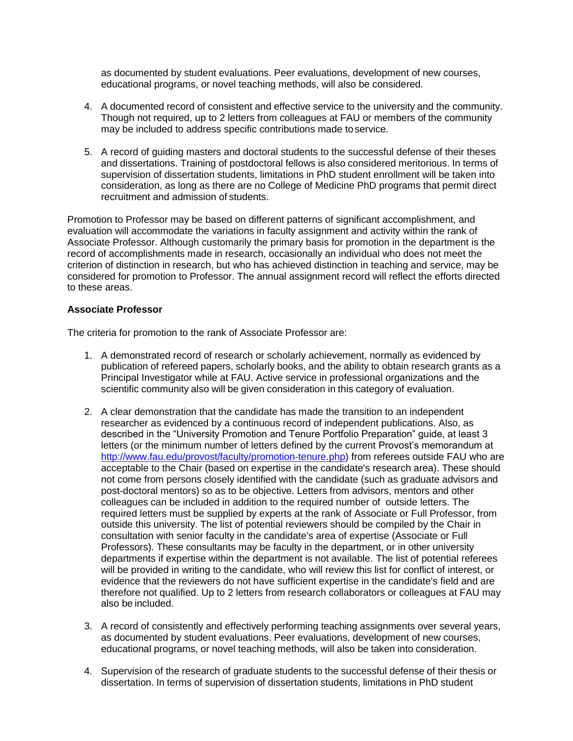as documented by student evaluations. Peer evaluations, development of new courses, educational programs, or novel teaching methods, will also be considered.

4. A documented record of consistent and effective service to the university and the community. Though not required, up to 2 letters from colleagues at FAU or members of the community may be included to address specific contributions made to service.

5. A record of guiding masters and doctoral students to the successful defense of their theses and dissertations. Training of postdoctoral fellows is also considered meritorious. In terms of supervision of dissertation students, limitations in PhD student enrollment will be taken into consideration, as long as there are no College of Medicine PhD programs that permit direct recruitment and admission of students.

Promotion to Professor may be based on different patterns of significant accomplishment, and evaluation will accommodate the variations in faculty assignment and activity within the rank of Associate Professor. Although customarily the primary basis for promotion in the department is the record of accomplishments made in research, occasionally an individual who does not meet the criterion of distinction in research, but who has achieved distinction in teaching and service, may be considered for promotion to Professor. The annual assignment record will reflect the efforts directed to these areas.

**Associate Professor**

The criteria for promotion to the rank of Associate Professor are:

1. A demonstrated record of research or scholarly achievement, normally as evidenced by publication of refereed papers, scholarly books, and the ability to obtain research grants as a Principal Investigator while at FAU. Active service in professional organizations and the scientific community also will be given consideration in this category of evaluation.

2. A clear demonstration that the candidate has made the transition to an independent researcher as evidenced by a continuous record of independent publications. Also, as described in the "University Promotion and Tenure Portfolio Preparation" guide, at least 3 letters (or the minimum number of letters defined by the current Provost's memorandum at [http://www.fau.edu/provost/faculty/promotion-tenure.php](http://www.fau.edu/provost/faculty/promotion-tenure.php)) from referees outside FAU who are acceptable to the Chair (based on expertise in the candidate's research area). These should not come from persons closely identified with the candidate (such as graduate advisors and post-doctoral mentors) so as to be objective. Letters from advisors, mentors and other colleagues can be included in addition to the required number of outside letters. The required letters must be supplied by experts at the rank of Associate or Full Professor, from outside this university. The list of potential reviewers should be compiled by the Chair in consultation with senior faculty in the candidate's area of expertise (Associate or Full Professors). These consultants may be faculty in the department, or in other university departments if expertise within the department is not available. The list of potential referees will be provided in writing to the candidate, who will review this list for conflict of interest, or evidence that the reviewers do not have sufficient expertise in the candidate's field and are therefore not qualified. Up to 2 letters from research collaborators or colleagues at FAU may also be included.

3. A record of consistently and effectively performing teaching assignments over several years, as documented by student evaluations. Peer evaluations, development of new courses, educational programs, or novel teaching methods, will also be taken into consideration.

4. Supervision of the research of graduate students to the successful defense of their thesis or dissertation. In terms of supervision of dissertation students, limitations in PhD student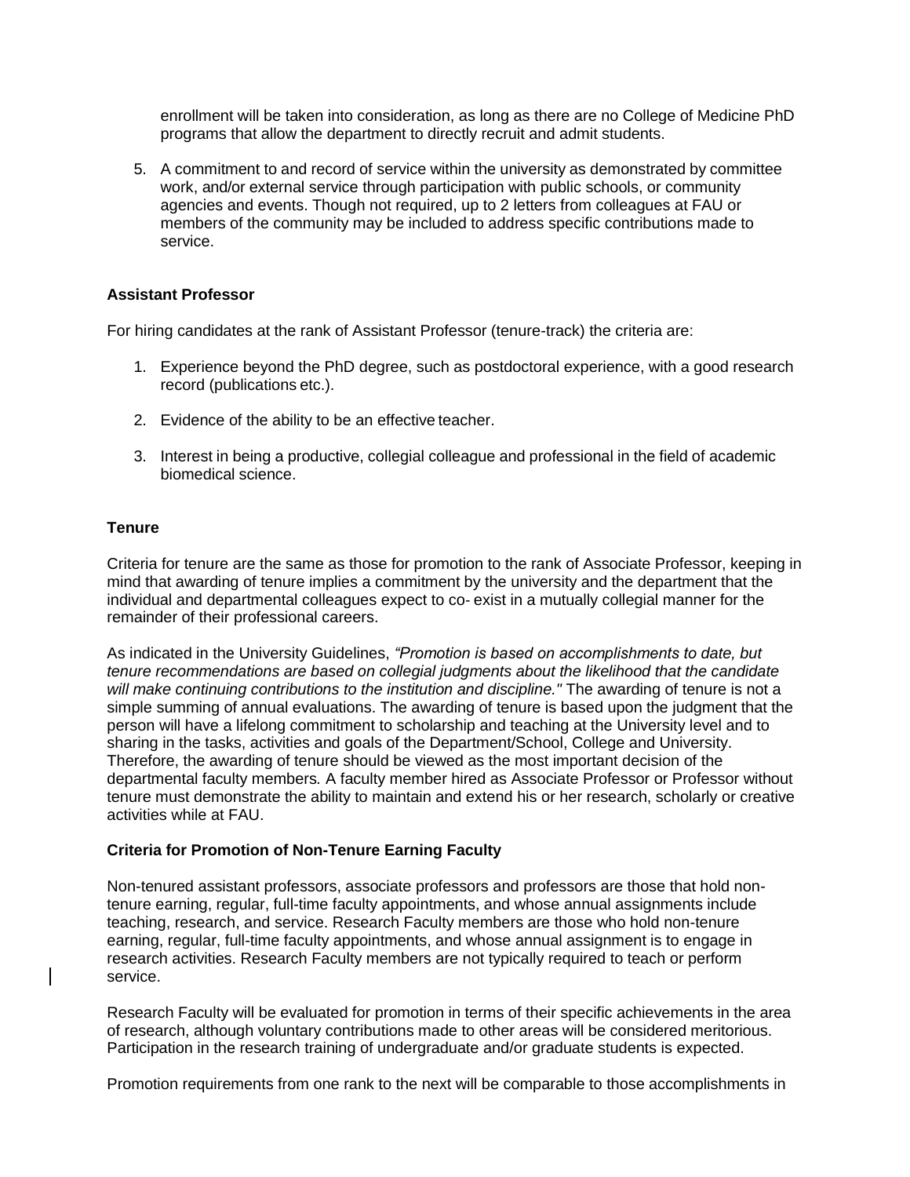enrollment will be taken into consideration, as long as there are no College of Medicine PhD programs that allow the department to directly recruit and admit students.

5. A commitment to and record of service within the university as demonstrated by committee work, and/or external service through participation with public schools, or community agencies and events. Though not required, up to 2 letters from colleagues at FAU or members of the community may be included to address specific contributions made to service.

**Assistant Professor**

For hiring candidates at the rank of Assistant Professor (tenure-track) the criteria are:

1. Experience beyond the PhD degree, such as postdoctoral experience, with a good research record (publications etc.).
2. Evidence of the ability to be an effective teacher.
3. Interest in being a productive, collegial colleague and professional in the field of academic biomedical science.

**Tenure**

Criteria for tenure are the same as those for promotion to the rank of Associate Professor, keeping in mind that awarding of tenure implies a commitment by the university and the department that the individual and departmental colleagues expect to co- exist in a mutually collegial manner for the remainder of their professional careers.

As indicated in the University Guidelines, *"Promotion is based on accomplishments to date, but tenure recommendations are based on collegial judgments about the likelihood that the candidate will make continuing contributions to the institution and discipline."* The awarding of tenure is not a simple summing of annual evaluations. The awarding of tenure is based upon the judgment that the person will have a lifelong commitment to scholarship and teaching at the University level and to sharing in the tasks, activities and goals of the Department/School, College and University. Therefore, the awarding of tenure should be viewed as the most important decision of the departmental faculty members. A faculty member hired as Associate Professor or Professor without tenure must demonstrate the ability to maintain and extend his or her research, scholarly or creative activities while at FAU.

**Criteria for Promotion of Non-Tenure Earning Faculty**

Non-tenured assistant professors, associate professors and professors are those that hold non-tenure earning, regular, full-time faculty appointments, and whose annual assignments include teaching, research, and service. Research Faculty members are those who hold non-tenure earning, regular, full-time faculty appointments, and whose annual assignment is to engage in research activities. Research Faculty members are not typically required to teach or perform service.

Research Faculty will be evaluated for promotion in terms of their specific achievements in the area of research, although voluntary contributions made to other areas will be considered meritorious. Participation in the research training of undergraduate and/or graduate students is expected.

Promotion requirements from one rank to the next will be comparable to those accomplishments in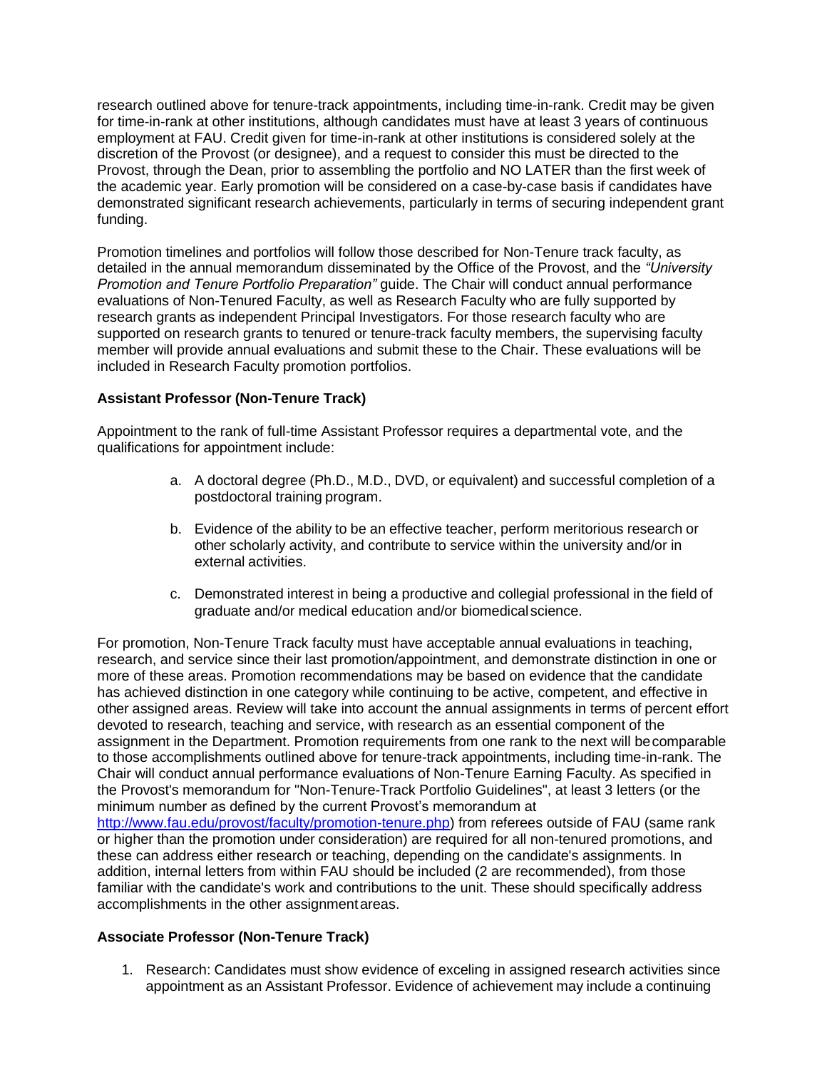research outlined above for tenure-track appointments, including time-in-rank. Credit may be given for time-in-rank at other institutions, although candidates must have at least 3 years of continuous employment at FAU. Credit given for time-in-rank at other institutions is considered solely at the discretion of the Provost (or designee), and a request to consider this must be directed to the Provost, through the Dean, prior to assembling the portfolio and NO LATER than the first week of the academic year. Early promotion will be considered on a case-by-case basis if candidates have demonstrated significant research achievements, particularly in terms of securing independent grant funding.

Promotion timelines and portfolios will follow those described for Non-Tenure track faculty, as detailed in the annual memorandum disseminated by the Office of the Provost, and the *"University Promotion and Tenure Portfolio Preparation"* guide. The Chair will conduct annual performance evaluations of Non-Tenured Faculty, as well as Research Faculty who are fully supported by research grants as independent Principal Investigators. For those research faculty who are supported on research grants to tenured or tenure-track faculty members, the supervising faculty member will provide annual evaluations and submit these to the Chair. These evaluations will be included in Research Faculty promotion portfolios.

**Assistant Professor (Non-Tenure Track)**

Appointment to the rank of full-time Assistant Professor requires a departmental vote, and the qualifications for appointment include:

a. A doctoral degree (Ph.D., M.D., DVD, or equivalent) and successful completion of a postdoctoral training program.

b. Evidence of the ability to be an effective teacher, perform meritorious research or other scholarly activity, and contribute to service within the university and/or in external activities.

c. Demonstrated interest in being a productive and collegial professional in the field of graduate and/or medical education and/or biomedical science.

For promotion, Non-Tenure Track faculty must have acceptable annual evaluations in teaching, research, and service since their last promotion/appointment, and demonstrate distinction in one or more of these areas. Promotion recommendations may be based on evidence that the candidate has achieved distinction in one category while continuing to be active, competent, and effective in other assigned areas. Review will take into account the annual assignments in terms of percent effort devoted to research, teaching and service, with research as an essential component of the assignment in the Department. Promotion requirements from one rank to the next will be comparable to those accomplishments outlined above for tenure-track appointments, including time-in-rank. The Chair will conduct annual performance evaluations of Non-Tenure Earning Faculty. As specified in the Provost's memorandum for "Non-Tenure-Track Portfolio Guidelines", at least 3 letters (or the minimum number as defined by the current Provost's memorandum at [http://www.fau.edu/provost/faculty/promotion-tenure.php](http://www.fau.edu/provost/faculty/promotion-tenure.php)) from referees outside of FAU (same rank or higher than the promotion under consideration) are required for all non-tenured promotions, and these can address either research or teaching, depending on the candidate's assignments. In addition, internal letters from within FAU should be included (2 are recommended), from those familiar with the candidate's work and contributions to the unit. These should specifically address accomplishments in the other assignment areas.

**Associate Professor (Non-Tenure Track)**

1. Research: Candidates must show evidence of exceling in assigned research activities since appointment as an Assistant Professor. Evidence of achievement may include a continuing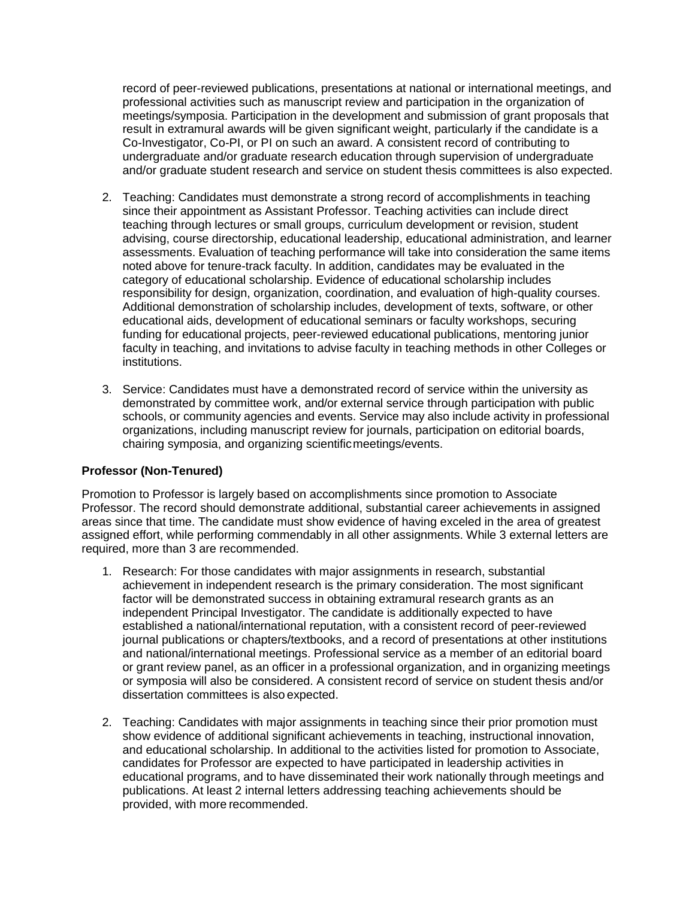record of peer-reviewed publications, presentations at national or international meetings, and professional activities such as manuscript review and participation in the organization of meetings/symposia. Participation in the development and submission of grant proposals that result in extramural awards will be given significant weight, particularly if the candidate is a Co-Investigator, Co-PI, or PI on such an award. A consistent record of contributing to undergraduate and/or graduate research education through supervision of undergraduate and/or graduate student research and service on student thesis committees is also expected.

2. Teaching: Candidates must demonstrate a strong record of accomplishments in teaching since their appointment as Assistant Professor. Teaching activities can include direct teaching through lectures or small groups, curriculum development or revision, student advising, course directorship, educational leadership, educational administration, and learner assessments. Evaluation of teaching performance will take into consideration the same items noted above for tenure-track faculty. In addition, candidates may be evaluated in the category of educational scholarship. Evidence of educational scholarship includes responsibility for design, organization, coordination, and evaluation of high-quality courses. Additional demonstration of scholarship includes, development of texts, software, or other educational aids, development of educational seminars or faculty workshops, securing funding for educational projects, peer-reviewed educational publications, mentoring junior faculty in teaching, and invitations to advise faculty in teaching methods in other Colleges or institutions.

3. Service: Candidates must have a demonstrated record of service within the university as demonstrated by committee work, and/or external service through participation with public schools, or community agencies and events. Service may also include activity in professional organizations, including manuscript review for journals, participation on editorial boards, chairing symposia, and organizing scientific meetings/events.

**Professor (Non-Tenured)**

Promotion to Professor is largely based on accomplishments since promotion to Associate Professor. The record should demonstrate additional, substantial career achievements in assigned areas since that time. The candidate must show evidence of having exceled in the area of greatest assigned effort, while performing commendably in all other assignments. While 3 external letters are required, more than 3 are recommended.

1. Research: For those candidates with major assignments in research, substantial achievement in independent research is the primary consideration. The most significant factor will be demonstrated success in obtaining extramural research grants as an independent Principal Investigator. The candidate is additionally expected to have established a national/international reputation, with a consistent record of peer-reviewed journal publications or chapters/textbooks, and a record of presentations at other institutions and national/international meetings. Professional service as a member of an editorial board or grant review panel, as an officer in a professional organization, and in organizing meetings or symposia will also be considered. A consistent record of service on student thesis and/or dissertation committees is also expected.

2. Teaching: Candidates with major assignments in teaching since their prior promotion must show evidence of additional significant achievements in teaching, instructional innovation, and educational scholarship. In additional to the activities listed for promotion to Associate, candidates for Professor are expected to have participated in leadership activities in educational programs, and to have disseminated their work nationally through meetings and publications. At least 2 internal letters addressing teaching achievements should be provided, with more recommended.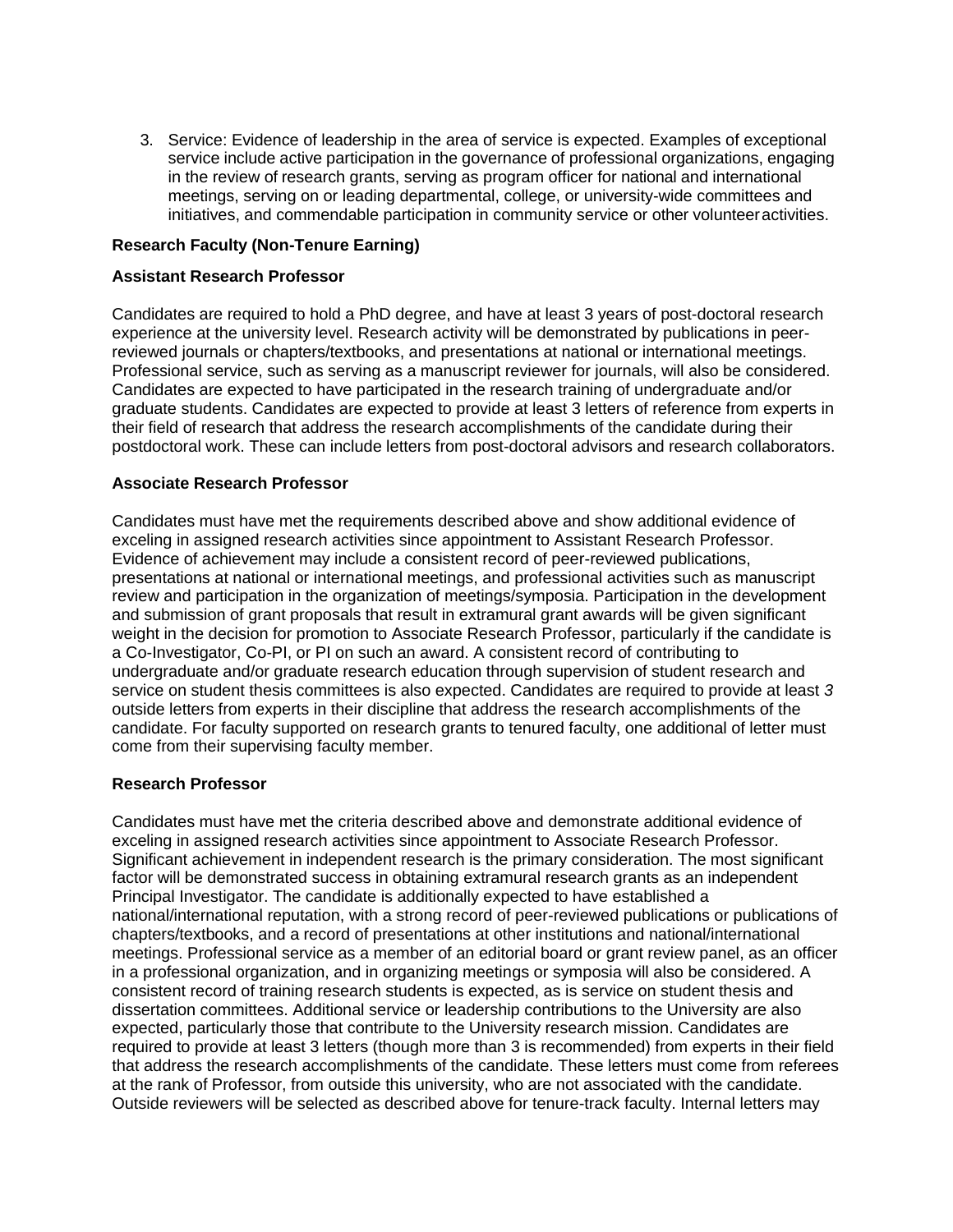3. Service: Evidence of leadership in the area of service is expected. Examples of exceptional service include active participation in the governance of professional organizations, engaging in the review of research grants, serving as program officer for national and international meetings, serving on or leading departmental, college, or university-wide committees and initiatives, and commendable participation in community service or other volunteer activities.

**Research Faculty (Non-Tenure Earning)**

**Assistant Research Professor**

Candidates are required to hold a PhD degree, and have at least 3 years of post-doctoral research experience at the university level. Research activity will be demonstrated by publications in peer-reviewed journals or chapters/textbooks, and presentations at national or international meetings. Professional service, such as serving as a manuscript reviewer for journals, will also be considered. Candidates are expected to have participated in the research training of undergraduate and/or graduate students. Candidates are expected to provide at least 3 letters of reference from experts in their field of research that address the research accomplishments of the candidate during their postdoctoral work. These can include letters from post-doctoral advisors and research collaborators.

**Associate Research Professor**

Candidates must have met the requirements described above and show additional evidence of exceling in assigned research activities since appointment to Assistant Research Professor. Evidence of achievement may include a consistent record of peer-reviewed publications, presentations at national or international meetings, and professional activities such as manuscript review and participation in the organization of meetings/symposia. Participation in the development and submission of grant proposals that result in extramural grant awards will be given significant weight in the decision for promotion to Associate Research Professor, particularly if the candidate is a Co-Investigator, Co-PI, or PI on such an award. A consistent record of contributing to undergraduate and/or graduate research education through supervision of student research and service on student thesis committees is also expected. Candidates are required to provide at least *3* outside letters from experts in their discipline that address the research accomplishments of the candidate. For faculty supported on research grants to tenured faculty, one additional of letter must come from their supervising faculty member.

**Research Professor**

Candidates must have met the criteria described above and demonstrate additional evidence of exceling in assigned research activities since appointment to Associate Research Professor. Significant achievement in independent research is the primary consideration. The most significant factor will be demonstrated success in obtaining extramural research grants as an independent Principal Investigator. The candidate is additionally expected to have established a national/international reputation, with a strong record of peer-reviewed publications or publications of chapters/textbooks, and a record of presentations at other institutions and national/international meetings. Professional service as a member of an editorial board or grant review panel, as an officer in a professional organization, and in organizing meetings or symposia will also be considered. A consistent record of training research students is expected, as is service on student thesis and dissertation committees. Additional service or leadership contributions to the University are also expected, particularly those that contribute to the University research mission. Candidates are required to provide at least 3 letters (though more than 3 is recommended) from experts in their field that address the research accomplishments of the candidate. These letters must come from referees at the rank of Professor, from outside this university, who are not associated with the candidate. Outside reviewers will be selected as described above for tenure-track faculty. Internal letters may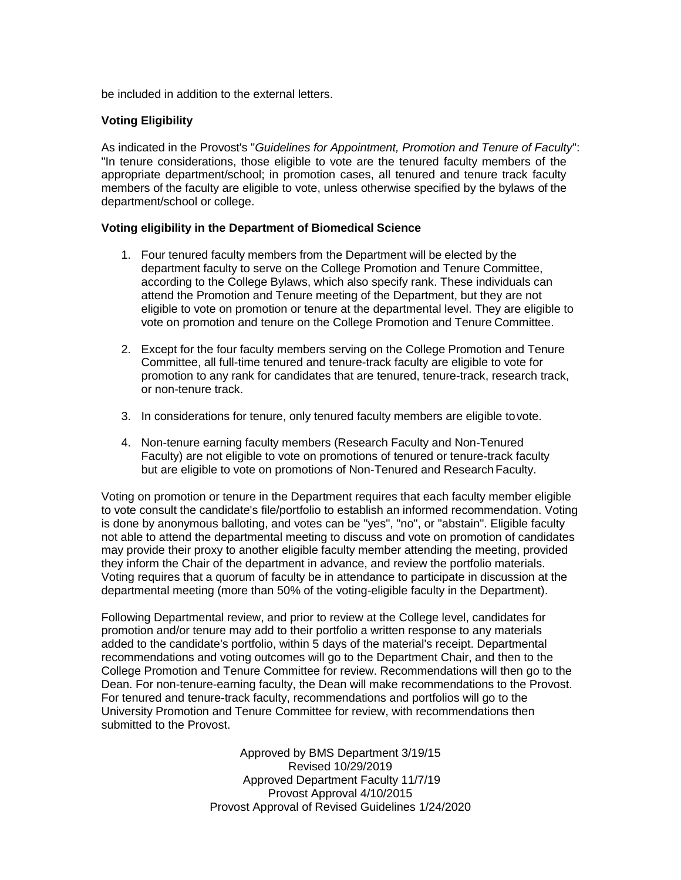be included in addition to the external letters.

**Voting Eligibility**

As indicated in the Provost's "*Guidelines for Appointment, Promotion and Tenure of Faculty*": "In tenure considerations, those eligible to vote are the tenured faculty members of the appropriate department/school; in promotion cases, all tenured and tenure track faculty members of the faculty are eligible to vote, unless otherwise specified by the bylaws of the department/school or college.

**Voting eligibility in the Department of Biomedical Science**

1. Four tenured faculty members from the Department will be elected by the department faculty to serve on the College Promotion and Tenure Committee, according to the College Bylaws, which also specify rank. These individuals can attend the Promotion and Tenure meeting of the Department, but they are not eligible to vote on promotion or tenure at the departmental level. They are eligible to vote on promotion and tenure on the College Promotion and Tenure Committee.

2. Except for the four faculty members serving on the College Promotion and Tenure Committee, all full-time tenured and tenure-track faculty are eligible to vote for promotion to any rank for candidates that are tenured, tenure-track, research track, or non-tenure track.

3. In considerations for tenure, only tenured faculty members are eligible to vote.

4. Non-tenure earning faculty members (Research Faculty and Non-Tenured Faculty) are not eligible to vote on promotions of tenured or tenure-track faculty but are eligible to vote on promotions of Non-Tenured and Research Faculty.

Voting on promotion or tenure in the Department requires that each faculty member eligible to vote consult the candidate's file/portfolio to establish an informed recommendation. Voting is done by anonymous balloting, and votes can be "yes", "no", or "abstain". Eligible faculty not able to attend the departmental meeting to discuss and vote on promotion of candidates may provide their proxy to another eligible faculty member attending the meeting, provided they inform the Chair of the department in advance, and review the portfolio materials. Voting requires that a quorum of faculty be in attendance to participate in discussion at the departmental meeting (more than 50% of the voting-eligible faculty in the Department).

Following Departmental review, and prior to review at the College level, candidates for promotion and/or tenure may add to their portfolio a written response to any materials added to the candidate's portfolio, within 5 days of the material's receipt. Departmental recommendations and voting outcomes will go to the Department Chair, and then to the College Promotion and Tenure Committee for review. Recommendations will then go to the Dean. For non-tenure-earning faculty, the Dean will make recommendations to the Provost. For tenured and tenure-track faculty, recommendations and portfolios will go to the University Promotion and Tenure Committee for review, with recommendations then submitted to the Provost.

Approved by BMS Department 3/19/15
Revised 10/29/2019
Approved Department Faculty 11/7/19
Provost Approval 4/10/2015
Provost Approval of Revised Guidelines 1/24/2020